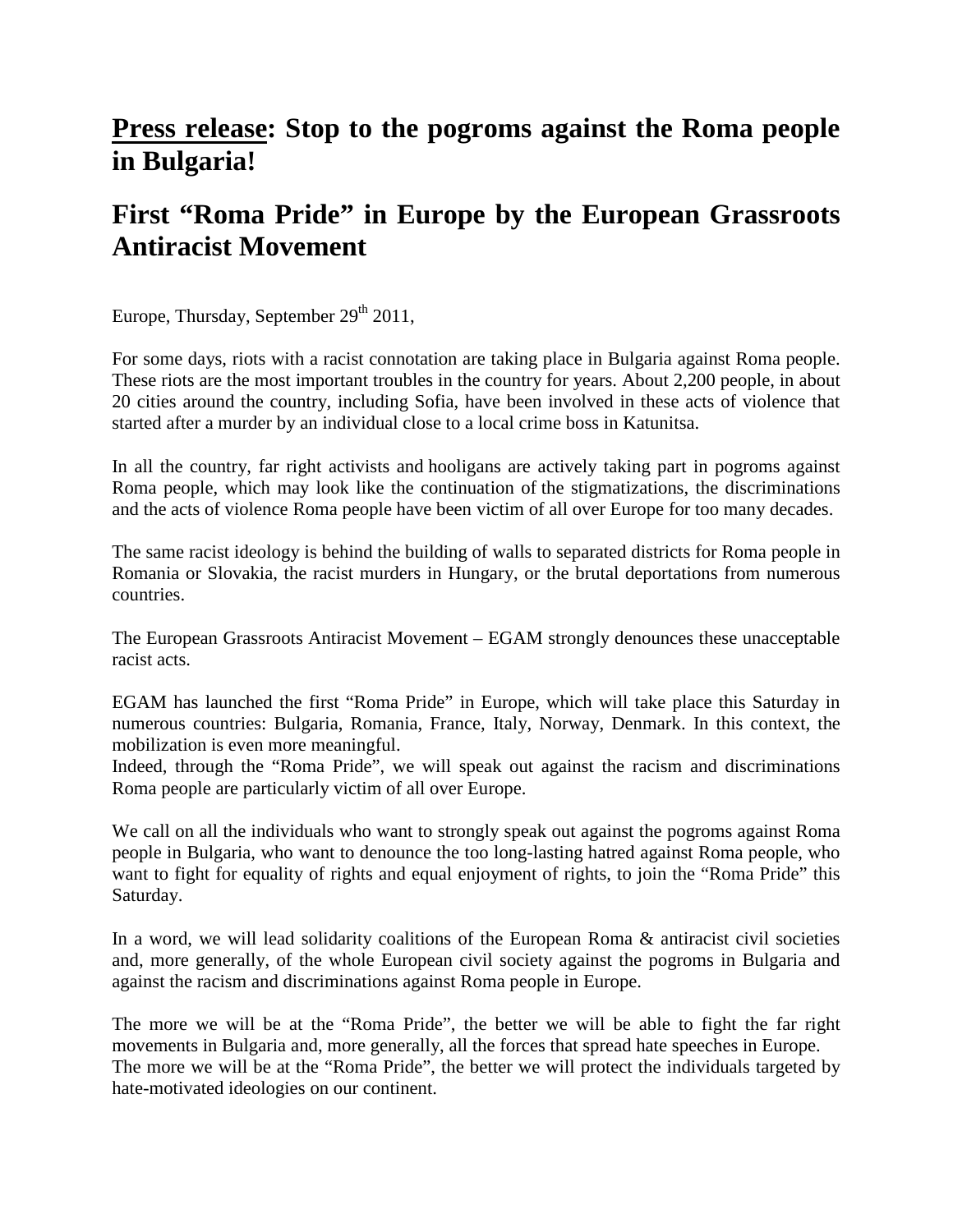# **Press release**: Stop to the pogroms against the Roma people in Bulgaria!

# First "Roma Pride" in Europe by the European Grassroots Antiracist Movement

Europe, Thursday, September 29th 2011,

For some days, riots with a racist connotation are taking place in Bulgaria against Roma people. These riots are the most important troubles in the country for years. About 2,200 people, in about 20 cities around the country, including Sofia, have been involved in these acts of violence that started after a murder by an individual close to a local crime boss in Katunitsa.

In all the country, far right activists and hooligans are actively taking part in pogroms against Roma people, which may look like the continuation of the stigmatizations, the discriminations and the acts of violence Roma people have been victim of all over Europe for too many decades.

The same racist ideology is behind the building of walls to separated districts for Roma people in Romania or Slovakia, the racist murders in Hungary, or the brutal deportations from numerous countries.

The European Grassroots Antiracist Movement – EGAM strongly denounces these unacceptable racist acts.

EGAM has launched the first "Roma Pride" in Europe, which will take place this Saturday in numerous countries: Bulgaria, Romania, France, Italy, Norway, Denmark. In this context, the mobilization is even more meaningful.
Indeed, through the "Roma Pride", we will speak out against the racism and discriminations Roma people are particularly victim of all over Europe.

We call on all the individuals who want to strongly speak out against the pogroms against Roma people in Bulgaria, who want to denounce the too long-lasting hatred against Roma people, who want to fight for equality of rights and equal enjoyment of rights, to join the "Roma Pride" this Saturday.

In a word, we will lead solidarity coalitions of the European Roma & antiracist civil societies and, more generally, of the whole European civil society against the pogroms in Bulgaria and against the racism and discriminations against Roma people in Europe.

The more we will be at the "Roma Pride", the better we will be able to fight the far right movements in Bulgaria and, more generally, all the forces that spread hate speeches in Europe.
The more we will be at the "Roma Pride", the better we will protect the individuals targeted by hate-motivated ideologies on our continent.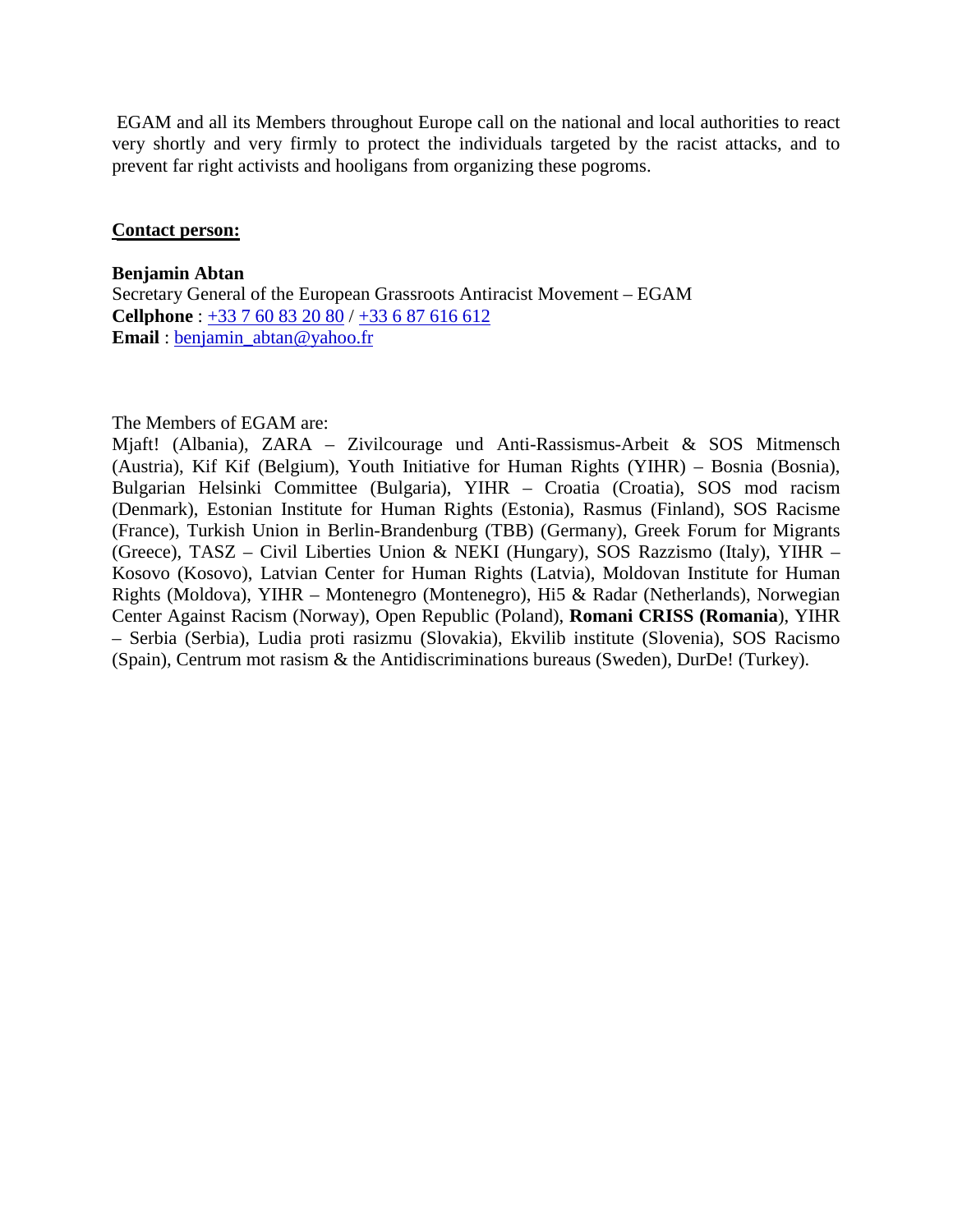EGAM and all its Members throughout Europe call on the national and local authorities to react very shortly and very firmly to protect the individuals targeted by the racist attacks, and to prevent far right activists and hooligans from organizing these pogroms.

**Contact person:**

**Benjamin Abtan**
Secretary General of the European Grassroots Antiracist Movement – EGAM
**Cellphone** : +33 7 60 83 20 80 / +33 6 87 616 612
**Email** : benjamin_abtan@yahoo.fr

The Members of EGAM are:
Mjaft! (Albania), ZARA – Zivilcourage und Anti-Rassismus-Arbeit & SOS Mitmensch (Austria), Kif Kif (Belgium), Youth Initiative for Human Rights (YIHR) – Bosnia (Bosnia), Bulgarian Helsinki Committee (Bulgaria), YIHR – Croatia (Croatia), SOS mod racism (Denmark), Estonian Institute for Human Rights (Estonia), Rasmus (Finland), SOS Racisme (France), Turkish Union in Berlin-Brandenburg (TBB) (Germany), Greek Forum for Migrants (Greece), TASZ – Civil Liberties Union & NEKI (Hungary), SOS Razzismo (Italy), YIHR – Kosovo (Kosovo), Latvian Center for Human Rights (Latvia), Moldovan Institute for Human Rights (Moldova), YIHR – Montenegro (Montenegro), Hi5 & Radar (Netherlands), Norwegian Center Against Racism (Norway), Open Republic (Poland), **Romani CRISS (Romania**), YIHR – Serbia (Serbia), Ludia proti rasizmu (Slovakia), Ekvilib institute (Slovenia), SOS Racismo (Spain), Centrum mot rasism & the Antidiscriminations bureaus (Sweden), DurDe! (Turkey).